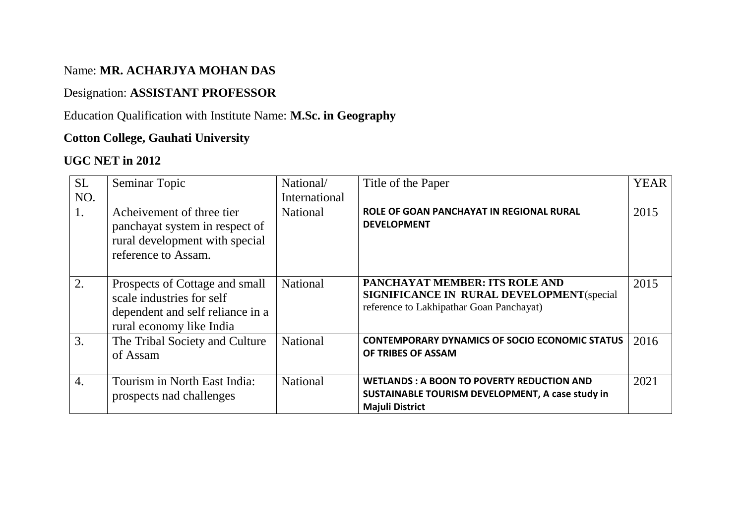Name: **MR. ACHARJYA MOHAN DAS**

Designation: **ASSISTANT PROFESSOR**

Education Qualification with Institute Name: **M.Sc. in Geography**

**Cotton College, Gauhati University**

**UGC NET in 2012**

| SL NO. | Seminar Topic | National/ International | Title of the Paper | YEAR |
|---|---|---|---|---|
| 1. | Acheivement of three tier panchayat system in respect of rural development with special reference to Assam. | National | **ROLE OF GOAN PANCHAYAT IN REGIONAL RURAL DEVELOPMENT** | 2015 |
| 2. | Prospects of Cottage and small scale industries for self dependent and self reliance in a rural economy like India | National | **PANCHAYAT MEMBER: ITS ROLE AND SIGNIFICANCE IN RURAL DEVELOPMENT**(special reference to Lakhipathar Goan Panchayat) | 2015 |
| 3. | The Tribal Society and Culture of Assam | National | **CONTEMPORARY DYNAMICS OF SOCIO ECONOMIC STATUS OF TRIBES OF ASSAM** | 2016 |
| 4. | Tourism in North East India: prospects nad challenges | National | **WETLANDS : A BOON TO POVERTY REDUCTION AND SUSTAINABLE TOURISM DEVELOPMENT, A case study in Majuli District** | 2021 |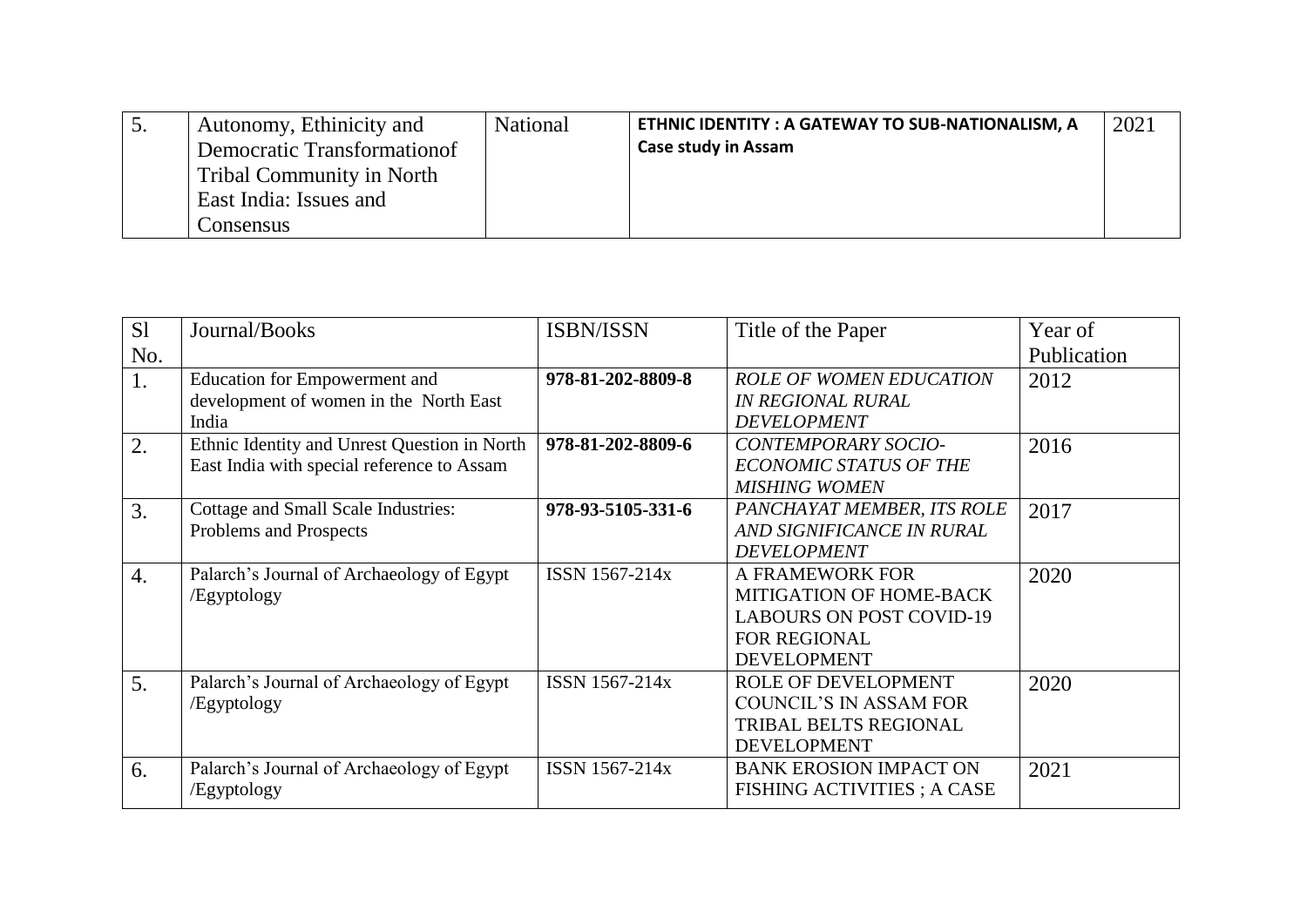| 5. | Autonomy, Ethinicity and Democratic Transformationof Tribal Community in North East India: Issues and Consensus | National | **ETHNIC IDENTITY : A GATEWAY TO SUB-NATIONALISM, A Case study in Assam** | 2021 |
|---|---|---|---|---|

| Sl No. | Journal/Books | ISBN/ISSN | Title of the Paper | Year of Publication |
|---|---|---|---|---|
| 1. | Education for Empowerment and development of women in the North East India | **978-81-202-8809-8** | *ROLE OF WOMEN EDUCATION IN REGIONAL RURAL DEVELOPMENT* | 2012 |
| 2. | Ethnic Identity and Unrest Question in North East India with special reference to Assam | **978-81-202-8809-6** | *CONTEMPORARY SOCIO-ECONOMIC STATUS OF THE MISHING WOMEN* | 2016 |
| 3. | Cottage and Small Scale Industries: Problems and Prospects | **978-93-5105-331-6** | *PANCHAYAT MEMBER, ITS ROLE AND SIGNIFICANCE IN RURAL DEVELOPMENT* | 2017 |
| 4. | Palarch's Journal of Archaeology of Egypt /Egyptology | ISSN 1567-214x | A FRAMEWORK FOR MITIGATION OF HOME-BACK LABOURS ON POST COVID-19 FOR REGIONAL DEVELOPMENT | 2020 |
| 5. | Palarch's Journal of Archaeology of Egypt /Egyptology | ISSN 1567-214x | ROLE OF DEVELOPMENT COUNCIL'S IN ASSAM FOR TRIBAL BELTS REGIONAL DEVELOPMENT | 2020 |
| 6. | Palarch's Journal of Archaeology of Egypt /Egyptology | ISSN 1567-214x | BANK EROSION IMPACT ON FISHING ACTIVITIES ; A CASE | 2021 |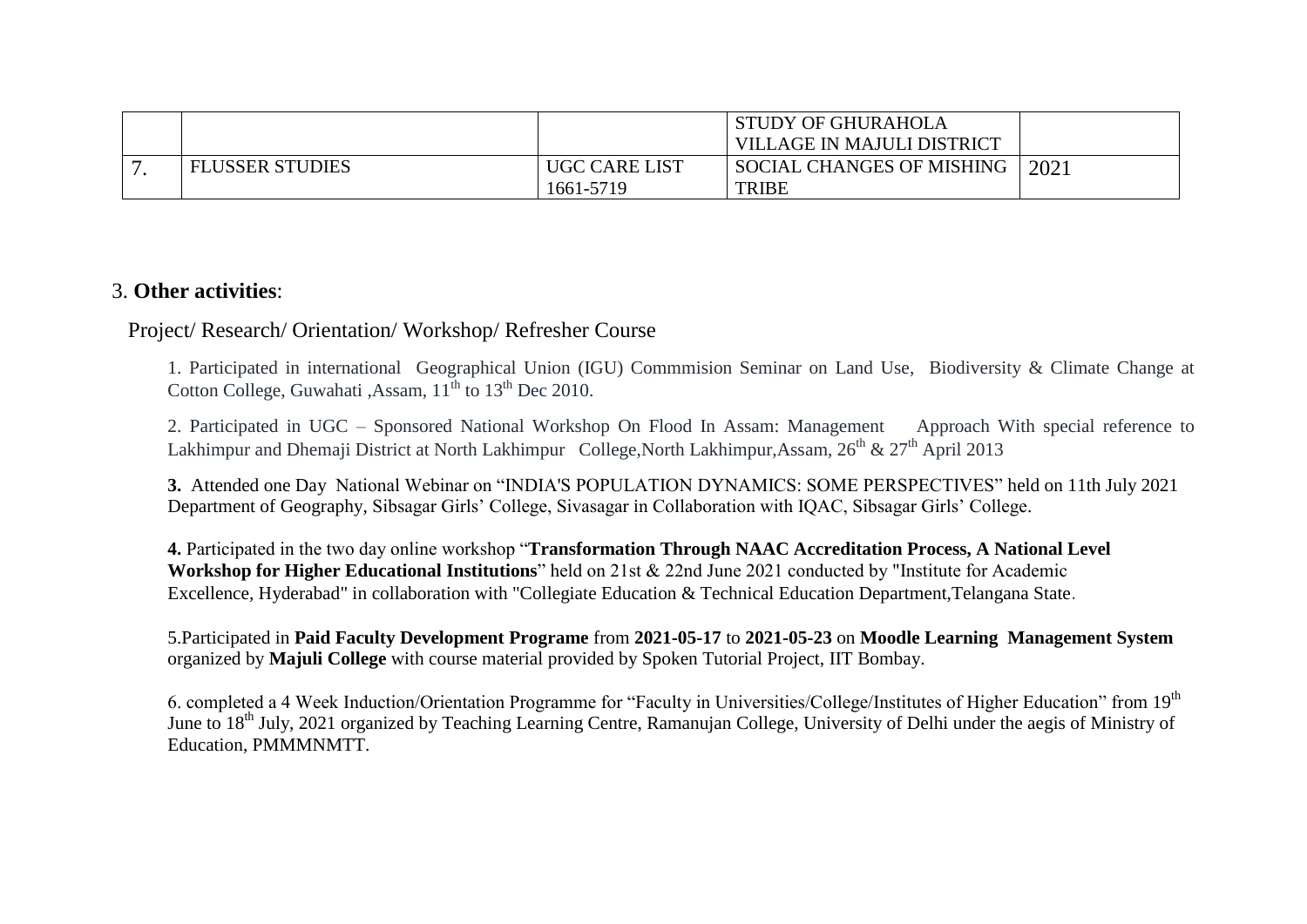|  |  |  | STUDY OF GHURAHOLA VILLAGE IN MAJULI DISTRICT |  |
|---|---|---|---|---|
| 7. | FLUSSER STUDIES | UGC CARE LIST 1661-5719 | SOCIAL CHANGES OF MISHING TRIBE | 2021 |

## 3. **Other activities**:

Project/ Research/ Orientation/ Workshop/ Refresher Course

1. Participated in international Geographical Union (IGU) Commmision Seminar on Land Use, Biodiversity & Climate Change at Cotton College, Guwahati ,Assam, 11$^{th}$ to 13$^{th}$ Dec 2010.

2. Participated in UGC – Sponsored National Workshop On Flood In Assam: Management Approach With special reference to Lakhimpur and Dhemaji District at North Lakhimpur College,North Lakhimpur,Assam, 26$^{th}$ & 27$^{th}$ April 2013

**3.** Attended one Day National Webinar on "INDIA'S POPULATION DYNAMICS: SOME PERSPECTIVES" held on 11th July 2021 Department of Geography, Sibsagar Girls' College, Sivasagar in Collaboration with IQAC, Sibsagar Girls' College.

**4.** Participated in the two day online workshop "**Transformation Through NAAC Accreditation Process, A National Level Workshop for Higher Educational Institutions**" held on 21st & 22nd June 2021 conducted by "Institute for Academic Excellence, Hyderabad" in collaboration with "Collegiate Education & Technical Education Department,Telangana State.

5.Participated in **Paid Faculty Development Programe** from **2021-05-17** to **2021-05-23** on **Moodle Learning Management System** organized by **Majuli College** with course material provided by Spoken Tutorial Project, IIT Bombay.

6. completed a 4 Week Induction/Orientation Programme for "Faculty in Universities/College/Institutes of Higher Education" from 19$^{th}$ June to 18$^{th}$ July, 2021 organized by Teaching Learning Centre, Ramanujan College, University of Delhi under the aegis of Ministry of Education, PMMMNMTT.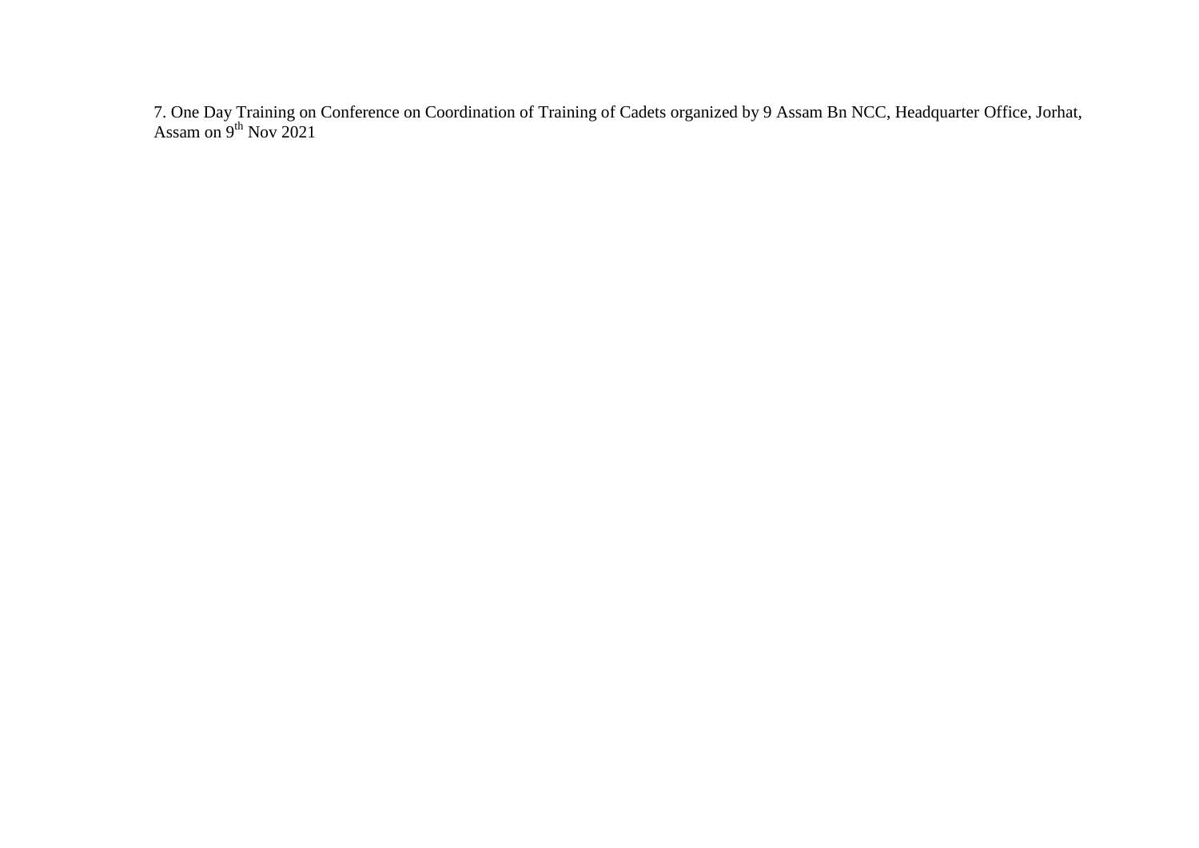7. One Day Training on Conference on Coordination of Training of Cadets organized by 9 Assam Bn NCC, Headquarter Office, Jorhat, Assam on 9th Nov 2021